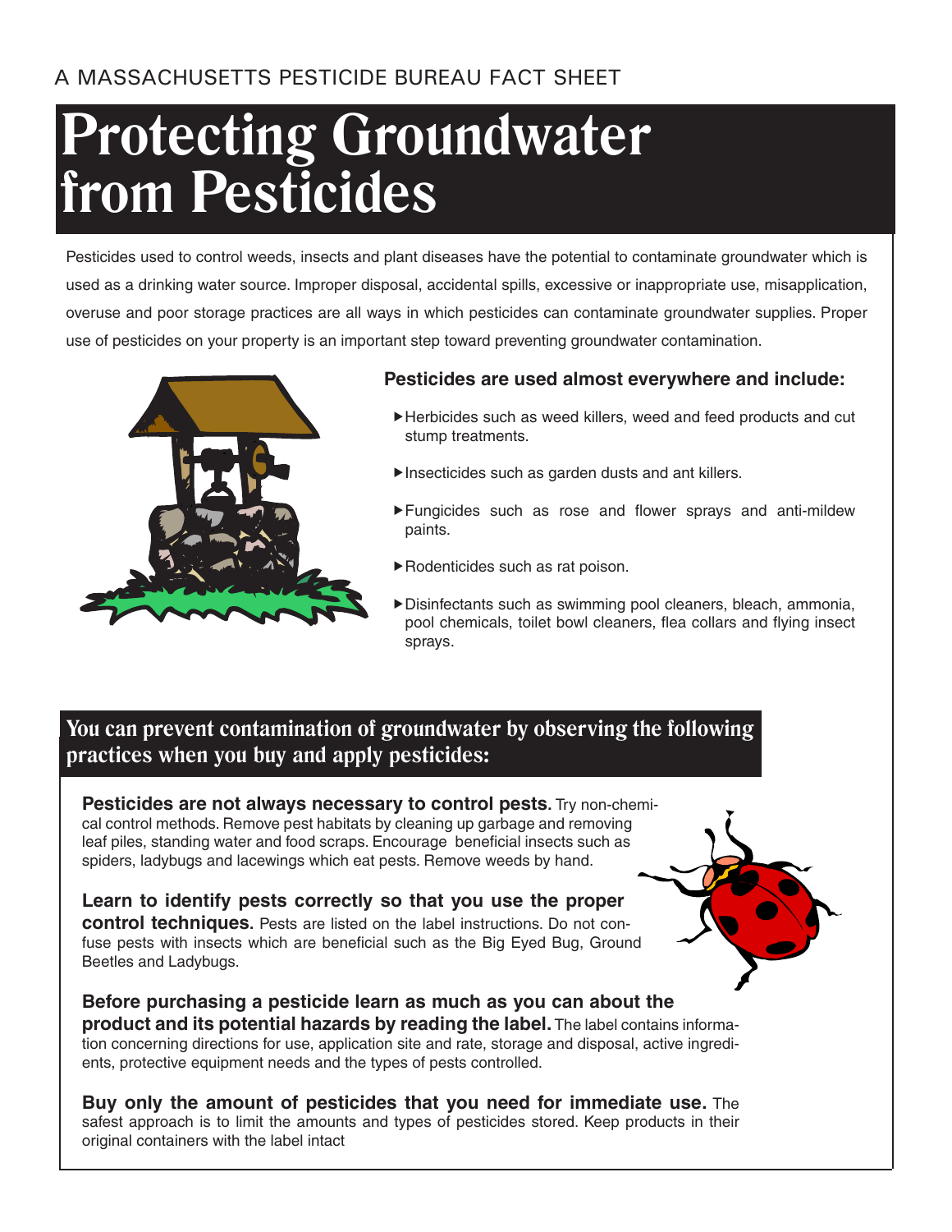A MASSACHUSETTS PESTICIDE BUREAU FACT SHEET

# Protecting Groundwater from Pesticides

Pesticides used to control weeds, insects and plant diseases have the potential to contaminate groundwater which is used as a drinking water source. Improper disposal, accidental spills, excessive or inappropriate use, misapplication, overuse and poor storage practices are all ways in which pesticides can contaminate groundwater supplies. Proper use of pesticides on your property is an important step toward preventing groundwater contamination.

**Pesticides are used almost everywhere and include:**

- Herbicides such as weed killers, weed and feed products and cut stump treatments.
- Insecticides such as garden dusts and ant killers.
- Fungicides such as rose and flower sprays and anti-mildew paints.
- Rodenticides such as rat poison.
- Disinfectants such as swimming pool cleaners, bleach, ammonia, pool chemicals, toilet bowl cleaners, flea collars and flying insect sprays.

## You can prevent contamination of groundwater by observing the following practices when you buy and apply pesticides:

**Pesticides are not always necessary to control pests.** Try non-chemical control methods. Remove pest habitats by cleaning up garbage and removing leaf piles, standing water and food scraps. Encourage beneficial insects such as spiders, ladybugs and lacewings which eat pests. Remove weeds by hand.

**Learn to identify pests correctly so that you use the proper control techniques.** Pests are listed on the label instructions. Do not confuse pests with insects which are beneficial such as the Big Eyed Bug, Ground Beetles and Ladybugs.

**Before purchasing a pesticide learn as much as you can about the product and its potential hazards by reading the label.** The label contains information concerning directions for use, application site and rate, storage and disposal, active ingredients, protective equipment needs and the types of pests controlled.

**Buy only the amount of pesticides that you need for immediate use.** The safest approach is to limit the amounts and types of pesticides stored. Keep products in their original containers with the label intact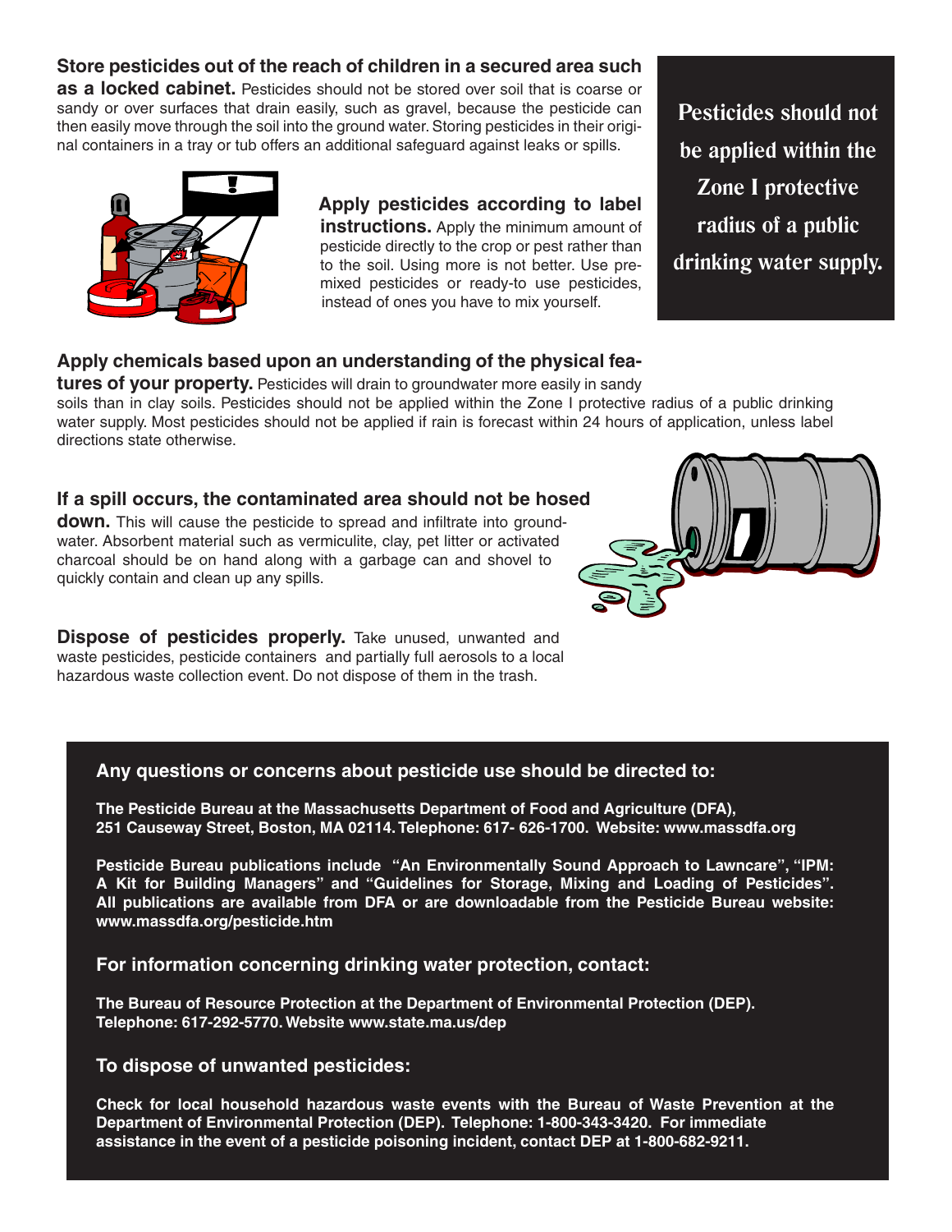**Store pesticides out of the reach of children in a secured area such as a locked cabinet.** Pesticides should not be stored over soil that is coarse or sandy or over surfaces that drain easily, such as gravel, because the pesticide can then easily move through the soil into the ground water. Storing pesticides in their original containers in a tray or tub offers an additional safeguard against leaks or spills.

**Apply pesticides according to label instructions.** Apply the minimum amount of pesticide directly to the crop or pest rather than to the soil. Using more is not better. Use premixed pesticides or ready-to use pesticides, instead of ones you have to mix yourself.

**Pesticides should not be applied within the Zone I protective radius of a public drinking water supply.**

**Apply chemicals based upon an understanding of the physical features of your property.** Pesticides will drain to groundwater more easily in sandy soils than in clay soils. Pesticides should not be applied within the Zone I protective radius of a public drinking water supply. Most pesticides should not be applied if rain is forecast within 24 hours of application, unless label directions state otherwise.

**If a spill occurs, the contaminated area should not be hosed down.** This will cause the pesticide to spread and infiltrate into groundwater. Absorbent material such as vermiculite, clay, pet litter or activated charcoal should be on hand along with a garbage can and shovel to quickly contain and clean up any spills.

**Dispose of pesticides properly.** Take unused, unwanted and waste pesticides, pesticide containers and partially full aerosols to a local hazardous waste collection event. Do not dispose of them in the trash.

## Any questions or concerns about pesticide use should be directed to:

**The Pesticide Bureau at the Massachusetts Department of Food and Agriculture (DFA), 251 Causeway Street, Boston, MA 02114. Telephone: 617- 626-1700. Website: www.massdfa.org**

**Pesticide Bureau publications include "An Environmentally Sound Approach to Lawncare", "IPM: A Kit for Building Managers" and "Guidelines for Storage, Mixing and Loading of Pesticides". All publications are available from DFA or are downloadable from the Pesticide Bureau website: www.massdfa.org/pesticide.htm**

## For information concerning drinking water protection, contact:

**The Bureau of Resource Protection at the Department of Environmental Protection (DEP). Telephone: 617-292-5770. Website www.state.ma.us/dep**

## To dispose of unwanted pesticides:

**Check for local household hazardous waste events with the Bureau of Waste Prevention at the Department of Environmental Protection (DEP). Telephone: 1-800-343-3420. For immediate assistance in the event of a pesticide poisoning incident, contact DEP at 1-800-682-9211.**